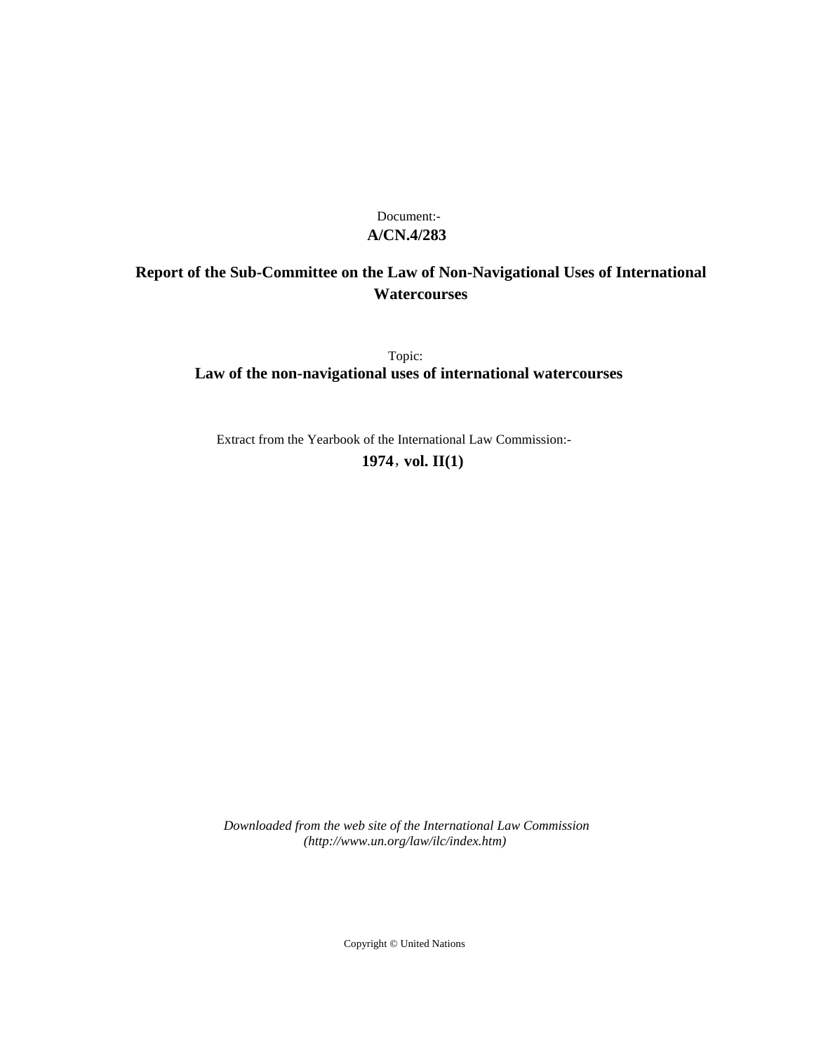Document:-
**A/CN.4/283**

# Report of the Sub-Committee on the Law of Non-Navigational Uses of International Watercourses

Topic:
**Law of the non-navigational uses of international watercourses**

Extract from the Yearbook of the International Law Commission:-
**1974, vol. II(1)**

*Downloaded from the web site of the International Law Commission (http://www.un.org/law/ilc/index.htm)*

Copyright © United Nations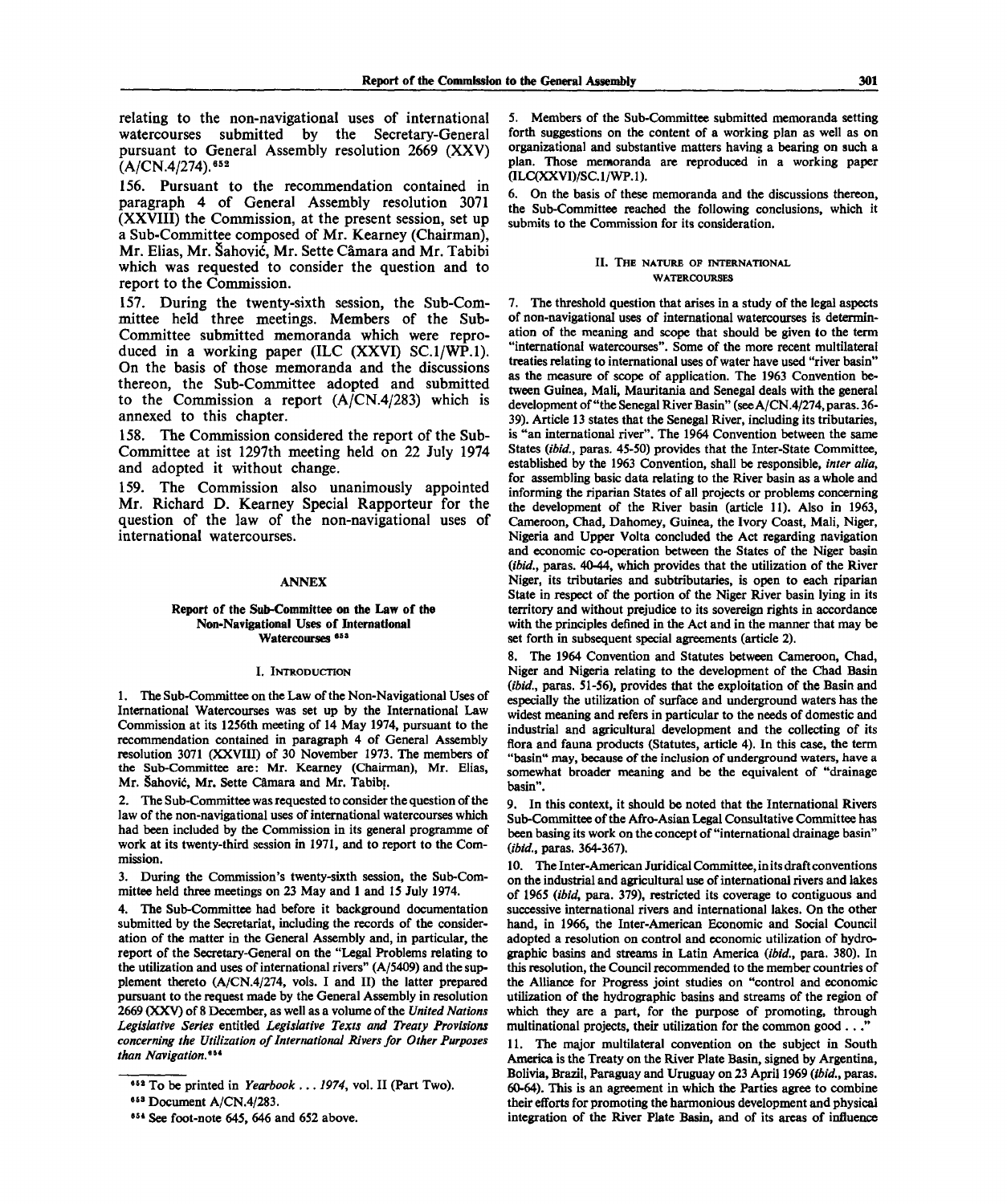relating to the non-navigational uses of international watercourses submitted by the Secretary-General pursuant to General Assembly resolution 2669 (XXV) (A/CN.4/274).[652]

156. Pursuant to the recommendation contained in paragraph 4 of General Assembly resolution 3071 (XXVIII) the Commission, at the present session, set up a Sub-Committee composed of Mr. Kearney (Chairman), Mr. Elias, Mr. Šahović, Mr. Sette Câmara and Mr. Tabibi which was requested to consider the question and to report to the Commission.

157. During the twenty-sixth session, the Sub-Committee held three meetings. Members of the Sub-Committee submitted memoranda which were reproduced in a working paper (ILC (XXVI) SC.1/WP.1). On the basis of those memoranda and the discussions thereon, the Sub-Committee adopted and submitted to the Commission a report (A/CN.4/283) which is annexed to this chapter.

158. The Commission considered the report of the Sub-Committee at ist 1297th meeting held on 22 July 1974 and adopted it without change.

159. The Commission also unanimously appointed Mr. Richard D. Kearney Special Rapporteur for the question of the law of the non-navigational uses of international watercourses.

## ANNEX

### Report of the Sub-Committee on the Law of the Non-Navigational Uses of International Watercourses [653]

#### I. Introduction

1. The Sub-Committee on the Law of the Non-Navigational Uses of International Watercourses was set up by the International Law Commission at its 1256th meeting of 14 May 1974, pursuant to the recommendation contained in paragraph 4 of General Assembly resolution 3071 (XXVIII) of 30 November 1973. The members of the Sub-Committee are: Mr. Kearney (Chairman), Mr. Elias, Mr. Šahović, Mr. Sette Câmara and Mr. Tabibi.

2. The Sub-Committee was requested to consider the question of the law of the non-navigational uses of international watercourses which had been included by the Commission in its general programme of work at its twenty-third session in 1971, and to report to the Commission.

3. During the Commission's twenty-sixth session, the Sub-Committee held three meetings on 23 May and 1 and 15 July 1974.

4. The Sub-Committee had before it background documentation submitted by the Secretariat, including the records of the consideration of the matter in the General Assembly and, in particular, the report of the Secretary-General on the "Legal Problems relating to the utilization and uses of international rivers" (A/5409) and the supplement thereto (A/CN.4/274, vols. I and II) the latter prepared pursuant to the request made by the General Assembly in resolution 2669 (XXV) of 8 December, as well as a volume of the *United Nations Legislative Series* entitled *Legislative Texts and Treaty Provisions concerning the Utilization of International Rivers for Other Purposes than Navigation*.[654]

5. Members of the Sub-Committee submitted memoranda setting forth suggestions on the content of a working plan as well as on organizational and substantive matters having a bearing on such a plan. Those memoranda are reproduced in a working paper (ILC(XXVI)/SC.1/WP.1).

6. On the basis of these memoranda and the discussions thereon, the Sub-Committee reached the following conclusions, which it submits to the Commission for its consideration.

#### II. The nature of international watercourses

7. The threshold question that arises in a study of the legal aspects of non-navigational uses of international watercourses is determination of the meaning and scope that should be given to the term "international watercourses". Some of the more recent multilateral treaties relating to international uses of water have used "river basin" as the measure of scope of application. The 1963 Convention between Guinea, Mali, Mauritania and Senegal deals with the general development of "the Senegal River Basin" (see A/CN.4/274, paras. 36-39). Article 13 states that the Senegal River, including its tributaries, is "an international river". The 1964 Convention between the same States (*ibid.*, paras. 45-50) provides that the Inter-State Committee, established by the 1963 Convention, shall be responsible, *inter alia*, for assembling basic data relating to the River basin as a whole and informing the riparian States of all projects or problems concerning the development of the River basin (article 11). Also in 1963, Cameroon, Chad, Dahomey, Guinea, the Ivory Coast, Mali, Niger, Nigeria and Upper Volta concluded the Act regarding navigation and economic co-operation between the States of the Niger basin (*ibid.*, paras. 40-44, which provides that the utilization of the River Niger, its tributaries and subtributaries, is open to each riparian State in respect of the portion of the Niger River basin lying in its territory and without prejudice to its sovereign rights in accordance with the principles defined in the Act and in the manner that may be set forth in subsequent special agreements (article 2).

8. The 1964 Convention and Statutes between Cameroon, Chad, Niger and Nigeria relating to the development of the Chad Basin (*ibid.*, paras. 51-56), provides that the exploitation of the Basin and especially the utilization of surface and underground waters has the widest meaning and refers in particular to the needs of domestic and industrial and agricultural development and the collecting of its flora and fauna products (Statutes, article 4). In this case, the term "basin" may, because of the inclusion of underground waters, have a somewhat broader meaning and be the equivalent of "drainage basin".

9. In this context, it should be noted that the International Rivers Sub-Committee of the Afro-Asian Legal Consultative Committee has been basing its work on the concept of "international drainage basin" (*ibid.*, paras. 364-367).

10. The Inter-American Juridical Committee, in its draft conventions on the industrial and agricultural use of international rivers and lakes of 1965 (*ibid*, para. 379), restricted its coverage to contiguous and successive international rivers and international lakes. On the other hand, in 1966, the Inter-American Economic and Social Council adopted a resolution on control and economic utilization of hydrographic basins and streams in Latin America (*ibid.*, para. 380). In this resolution, the Council recommended to the member countries of the Alliance for Progress joint studies on "control and economic utilization of the hydrographic basins and streams of the region of which they are a part, for the purpose of promoting, through multinational projects, their utilization for the common good . . ."

11. The major multilateral convention on the subject in South America is the Treaty on the River Plate Basin, signed by Argentina, Bolivia, Brazil, Paraguay and Uruguay on 23 April 1969 (*ibid.*, paras. 60-64). This is an agreement in which the Parties agree to combine their efforts for promoting the harmonious development and physical integration of the River Plate Basin, and of its areas of influence

---

[652] To be printed in *Yearbook . . . 1974*, vol. II (Part Two).

[653] Document A/CN.4/283.

[654] See foot-note 645, 646 and 652 above.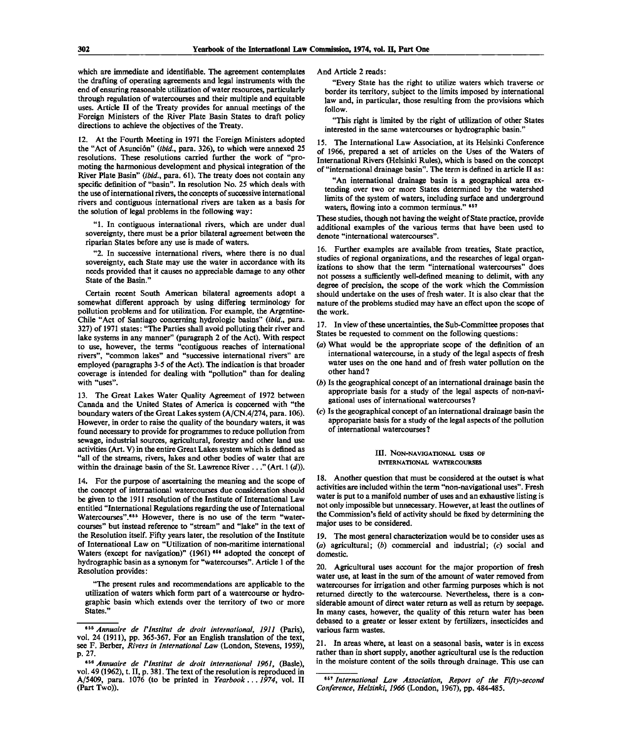which are immediate and identifiable. The agreement contemplates the drafting of operating agreements and legal instruments with the end of ensuring reasonable utilization of water resources, particularly through regulation of watercourses and their multiple and equitable uses. Article II of the Treaty provides for annual meetings of the Foreign Ministers of the River Plate Basin States to draft policy directions to achieve the objectives of the Treaty.

12. At the Fourth Meeting in 1971 the Foreign Ministers adopted the "Act of Asunción" (*ibid.*, para. 326), to which were annexed 25 resolutions. These resolutions carried further the work of "promoting the harmonious development and physical integration of the River Plate Basin" (*ibid.*, para. 61). The treaty does not contain any specific definition of "basin". In resolution No. 25 which deals with the use of international rivers, the concepts of successive international rivers and contiguous international rivers are taken as a basis for the solution of legal problems in the following way:

"1. In contiguous international rivers, which are under dual sovereignty, there must be a prior bilateral agreement between the riparian States before any use is made of waters.

"2. In successive international rivers, where there is no dual sovereignty, each State may use the water in accordance with its needs provided that it causes no appreciable damage to any other State of the Basin."

Certain recent South American bilateral agreements adopt a somewhat different approach by using differing terminology for pollution problems and for utilization. For example, the Argentine-Chile "Act of Santiago concerning hydrologic basins" (*ibid.*, para. 327) of 1971 states: "The Parties shall avoid polluting their river and lake systems in any manner" (paragraph 2 of the Act). With respect to use, however, the terms "contiguous reaches of international rivers", "common lakes" and "successive international rivers" are employed (paragraphs 3-5 of the Act). The indication is that broader coverage is intended for dealing with "pollution" than for dealing with "uses".

13. The Great Lakes Water Quality Agreement of 1972 between Canada and the United States of America is concerned with "the boundary waters of the Great Lakes system (A/CN.4/274, para. 106). However, in order to raise the quality of the boundary waters, it was found necessary to provide for programmes to reduce pollution from sewage, industrial sources, agricultural, forestry and other land use activities (Art. V) in the entire Great Lakes system which is defined as "all of the streams, rivers, lakes and other bodies of water that are within the drainage basin of the St. Lawrence River . . ." (Art. 1 (*d*)).

14. For the purpose of ascertaining the meaning and the scope of the concept of international watercourses due consideration should be given to the 1911 resolution of the Institute of International Law entitled "International Regulations regarding the use of International Watercourses".[655] However, there is no use of the term "watercourses" but instead reference to "stream" and "lake" in the text of the Resolution itself. Fifty years later, the resolution of the Institute of International Law on "Utilization of non-maritime international Waters (except for navigation)" (1961) [656] adopted the concept of hydrographic basin as a synonym for "watercourses". Article 1 of the Resolution provides:

"The present rules and recommendations are applicable to the utilization of waters which form part of a watercourse or hydrographic basin which extends over the territory of two or more States."

And Article 2 reads:

"Every State has the right to utilize waters which traverse or border its territory, subject to the limits imposed by international law and, in particular, those resulting from the provisions which follow.

"This right is limited by the right of utilization of other States interested in the same watercourses or hydrographic basin."

15. The International Law Association, at its Helsinki Conference of 1966, prepared a set of articles on the Uses of the Waters of International Rivers (Helsinki Rules), which is based on the concept of "international drainage basin". The term is defined in article II as:

"An international drainage basin is a geographical area extending over two or more States determined by the watershed limits of the system of waters, including surface and underground waters, flowing into a common terminus." [657]

These studies, though not having the weight of State practice, provide additional examples of the various terms that have been used to denote "international watercourses".

16. Further examples are available from treaties, State practice, studies of regional organizations, and the researches of legal organizations to show that the term "international watercourses" does not possess a sufficiently well-defined meaning to delimit, with any degree of precision, the scope of the work which the Commission should undertake on the uses of fresh water. It is also clear that the nature of the problems studied may have an effect upon the scope of the work.

17. In view of these uncertainties, the Sub-Committee proposes that States be requested to comment on the following questions:

(*a*) What would be the appropriate scope of the definition of an international watercourse, in a study of the legal aspects of fresh water uses on the one hand and of fresh water pollution on the other hand?

(*b*) Is the geographical concept of an international drainage basin the appropriate basis for a study of the legal aspects of non-navigational uses of international watercourses?

(*c*) Is the geographical concept of an international drainage basin the approprariate basis for a study of the legal aspects of the pollution of international watercourses?

### III. Non-navigational uses of international watercourses

18. Another question that must be considered at the outset is what activities are included within the term "non-navigational uses". Fresh water is put to a manifold number of uses and an exhaustive listing is not only impossible but unnecessary. However, at least the outlines of the Commission's field of activity should be fixed by determining the major uses to be considered.

19. The most general characterization would be to consider uses as (*a*) agricultural; (*b*) commercial and industrial; (*c*) social and domestic.

20. Agricultural uses account for the major proportion of fresh water use, at least in the sum of the amount of water removed from watercourses for irrigation and other farming purposes which is not returned directly to the watercourse. Nevertheless, there is a considerable amount of direct water return as well as return by seepage. In many cases, however, the quality of this return water has been debased to a greater or lesser extent by fertilizers, insecticides and various farm wastes.

21. In areas where, at least on a seasonal basis, water is in excess rather than in short supply, another agricultural use is the reduction in the moisture content of the soils through drainage. This use can

---

[655] *Annuaire de l'Institut de droit international, 1911* (Paris), vol. 24 (1911), pp. 365-367. For an English translation of the text, see F. Berber, *Rivers in International Law* (London, Stevens, 1959), p. 27.

[656] *Annuaire de l'Institut de droit international 1961*, (Basle), vol. 49 (1962), t. II, p. 381. The text of the resolution is reproduced in A/5409, para. 1076 (to be printed in *Yearbook . . . 1974*, vol. II (Part Two)).

[657] *International Law Association, Report of the Fifty-second Conference, Helsinki, 1966* (London, 1967), pp. 484-485.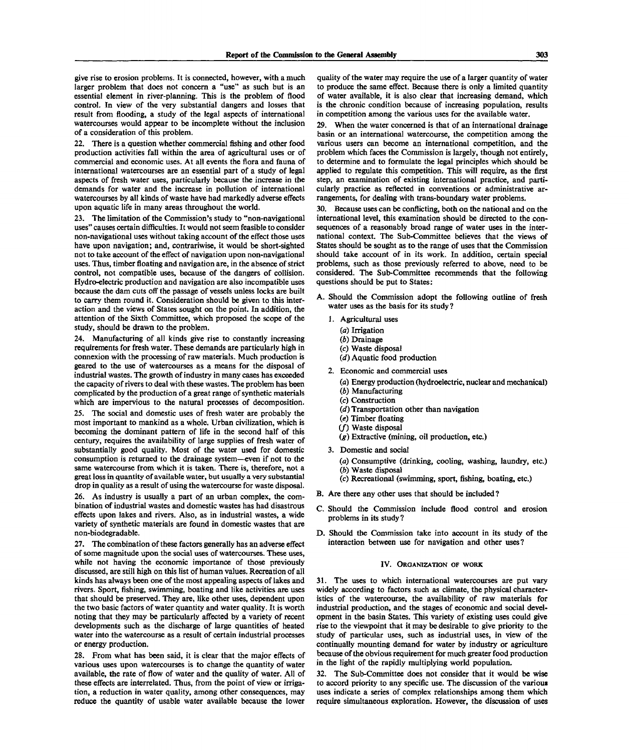give rise to erosion problems. It is connected, however, with a much larger problem that does not concern a "use" as such but is an essential element in river-planning. This is the problem of flood control. In view of the very substantial dangers and losses that result from flooding, a study of the legal aspects of international watercourses would appear to be incomplete without the inclusion of a consideration of this problem.

22. There is a question whether commercial fishing and other food production activities fall within the area of agricultural uses or of commercial and economic uses. At all events the flora and fauna of international watercourses are an essential part of a study of legal aspects of fresh water uses, particularly because the increase in the demands for water and the increase in pollution of international watercourses by all kinds of waste have had markedly adverse effects upon aquatic life in many areas throughout the world.

23. The limitation of the Commission's study to "non-navigational uses" causes certain difficulties. It would not seem feasible to consider non-navigational uses without taking account of the effect those uses have upon navigation; and, contrariwise, it would be short-sighted not to take account of the effect of navigation upon non-navigational uses. Thus, timber floating and navigation are, in the absence of strict control, not compatible uses, because of the dangers of collision. Hydro-electric production and navigation are also incompatible uses because the dam cuts off the passage of vessels unless locks are built to carry them round it. Consideration should be given to this interaction and the views of States sought on the point. In addition, the attention of the Sixth Committee, which proposed the scope of the study, should be drawn to the problem.

24. Manufacturing of all kinds give rise to constantly increasing requirements for fresh water. These demands are particularly high in connexion with the processing of raw materials. Much production is geared to the use of watercourses as a means for the disposal of industrial wastes. The growth of industry in many cases has exceeded the capacity of rivers to deal with these wastes. The problem has been complicated by the production of a great range of synthetic materials which are impervious to the natural processes of decomposition.

25. The social and domestic uses of fresh water are probably the most important to mankind as a whole. Urban civilization, which is becoming the dominant pattern of life in the second half of this century, requires the availability of large supplies of fresh water of substantially good quality. Most of the water used for domestic consumption is returned to the drainage system—even if not to the same watercourse from which it is taken. There is, therefore, not a great loss in quantity of available water, but usually a very substantial drop in quality as a result of using the watercourse for waste disposal.

26. As industry is usually a part of an urban complex, the combination of industrial wastes and domestic wastes has had disastrous effects upon lakes and rivers. Also, as in industrial wastes, a wide variety of synthetic materials are found in domestic wastes that are non-biodegradable.

27. The combination of these factors generally has an adverse effect of some magnitude upon the social uses of watercourses. These uses, while not having the economic importance of those previously discussed, are still high on this list of human values. Recreation of all kinds has always been one of the most appealing aspects of lakes and rivers. Sport, fishing, swimming, boating and like activities are uses that should be preserved. They are, like other uses, dependent upon the two basic factors of water quantity and water quality. It is worth noting that they may be particularly affected by a variety of recent developments such as the discharge of large quantities of heated water into the watercourse as a result of certain industrial processes or energy production.

28. From what has been said, it is clear that the major effects of various uses upon watercourses is to change the quantity of water available, the rate of flow of water and the quality of water. All of these effects are interrelated. Thus, from the point of view or irrigation, a reduction in water quality, among other consequences, may reduce the quantity of usable water available because the lower quality of the water may require the use of a larger quantity of water to produce the same effect. Because there is only a limited quantity of water available, it is also clear that increasing demand, which is the chronic condition because of increasing population, results in competition among the various uses for the available water.

29. When the water concerned is that of an international drainage basin or an international watercourse, the competition among the various users can become an international competition, and the problem which faces the Commission is largely, though not entirely, to determine and to formulate the legal principles which should be applied to regulate this competition. This will require, as the first step, an examination of existing international practice, and particularly practice as reflected in conventions or administrative arrangements, for dealing with trans-boundary water problems.

30. Because uses can be conflicting, both on the national and on the international level, this examination should be directed to the consequences of a reasonably broad range of water uses in the international context. The Sub-Committee believes that the views of States should be sought as to the range of uses that the Commission should take account of in its work. In addition, certain special problems, such as those previously referred to above, need to be considered. The Sub-Committee recommends that the following questions should be put to States:

A. Should the Commission adopt the following outline of fresh water uses as the basis for its study?

1. Agricultural uses
    (*a*) Irrigation
    (*b*) Drainage
    (*c*) Waste disposal
    (*d*) Aquatic food production

2. Economic and commercial uses
    (*a*) Energy production (hydroelectric, nuclear and mechanical)
    (*b*) Manufacturing
    (*c*) Construction
    (*d*) Transportation other than navigation
    (*e*) Timber floating
    (*f*) Waste disposal
    (*g*) Extractive (mining, oil production, etc.)

3. Domestic and social
    (*a*) Consumptive (drinking, cooling, washing, laundry, etc.)
    (*b*) Waste disposal
    (*c*) Recreational (swimming, sport, fishing, boating, etc.)

B. Are there any other uses that should be included?

C. Should the Commission include flood control and erosion problems in its study?

D. Should the Commission take into account in its study of the interaction between use for navigation and other uses?

## IV. Organization of work

31. The uses to which international watercourses are put vary widely according to factors such as climate, the physical characteristics of the watercourse, the availability of raw materials for industrial production, and the stages of economic and social development in the basin States. This variety of existing uses could give rise to the viewpoint that it may be desirable to give priority to the study of particular uses, such as industrial uses, in view of the continually mounting demand for water by industry or agriculture because of the obvious requirement for much greater food production in the light of the rapidly multiplying world population.

32. The Sub-Committee does not consider that it would be wise to accord priority to any specific use. The discussion of the various uses indicate a series of complex relationships among them which require simultaneous exploration. However, the discussion of uses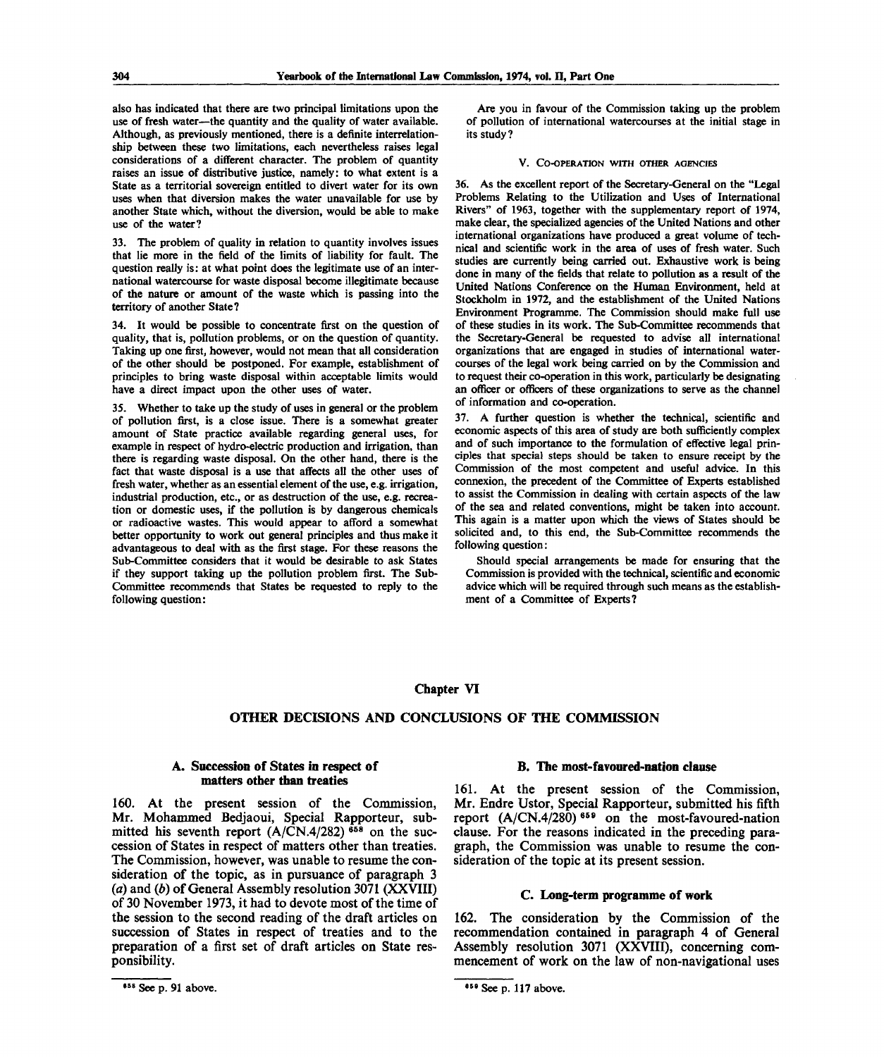also has indicated that there are two principal limitations upon the use of fresh water—the quantity and the quality of water available. Although, as previously mentioned, there is a definite interrelationship between these two limitations, each nevertheless raises legal considerations of a different character. The problem of quantity raises an issue of distributive justice, namely: to what extent is a State as a territorial sovereign entitled to divert water for its own uses when that diversion makes the water unavailable for use by another State which, without the diversion, would be able to make use of the water?

33. The problem of quality in relation to quantity involves issues that lie more in the field of the limits of liability for fault. The question really is: at what point does the legitimate use of an international watercourse for waste disposal become illegitimate because of the nature or amount of the waste which is passing into the territory of another State?

34. It would be possible to concentrate first on the question of quality, that is, pollution problems, or on the question of quantity. Taking up one first, however, would not mean that all consideration of the other should be postponed. For example, establishment of principles to bring waste disposal within acceptable limits would have a direct impact upon the other uses of water.

35. Whether to take up the study of uses in general or the problem of pollution first, is a close issue. There is a somewhat greater amount of State practice available regarding general uses, for example in respect of hydro-electric production and irrigation, than there is regarding waste disposal. On the other hand, there is the fact that waste disposal is a use that affects all the other uses of fresh water, whether as an essential element of the use, e.g. irrigation, industrial production, etc., or as destruction of the use, e.g. recreation or domestic uses, if the pollution is by dangerous chemicals or radioactive wastes. This would appear to afford a somewhat better opportunity to work out general principles and thus make it advantageous to deal with as the first stage. For these reasons the Sub-Committee considers that it would be desirable to ask States if they support taking up the pollution problem first. The Sub-Committee recommends that States be requested to reply to the following question:

> Are you in favour of the Commission taking up the problem of pollution of international watercourses at the initial stage in its study?

### V. Co-operation with other agencies

36. As the excellent report of the Secretary-General on the "Legal Problems Relating to the Utilization and Uses of International Rivers" of 1963, together with the supplementary report of 1974, make clear, the specialized agencies of the United Nations and other international organizations have produced a great volume of technical and scientific work in the area of uses of fresh water. Such studies are currently being carried out. Exhaustive work is being done in many of the fields that relate to pollution as a result of the United Nations Conference on the Human Environment, held at Stockholm in 1972, and the establishment of the United Nations Environment Programme. The Commission should make full use of these studies in its work. The Sub-Committee recommends that the Secretary-General be requested to advise all international organizations that are engaged in studies of international watercourses of the legal work being carried on by the Commission and to request their co-operation in this work, particularly be designating an officer or officers of these organizations to serve as the channel of information and co-operation.

37. A further question is whether the technical, scientific and economic aspects of this area of study are both sufficiently complex and of such importance to the formulation of effective legal principles that special steps should be taken to ensure receipt by the Commission of the most competent and useful advice. In this connexion, the precedent of the Committee of Experts established to assist the Commission in dealing with certain aspects of the law of the sea and related conventions, might be taken into account. This again is a matter upon which the views of States should be solicited and, to this end, the Sub-Committee recommends the following question:

> Should special arrangements be made for ensuring that the Commission is provided with the technical, scientific and economic advice which will be required through such means as the establishment of a Committee of Experts?

# Chapter VI

## OTHER DECISIONS AND CONCLUSIONS OF THE COMMISSION

### A. Succession of States in respect of matters other than treaties

160. At the present session of the Commission, Mr. Mohammed Bedjaoui, Special Rapporteur, submitted his seventh report (A/CN.4/282) [658] on the succession of States in respect of matters other than treaties. The Commission, however, was unable to resume the consideration of the topic, as in pursuance of paragraph 3 (*a*) and (*b*) of General Assembly resolution 3071 (XXVIII) of 30 November 1973, it had to devote most of the time of the session to the second reading of the draft articles on succession of States in respect of treaties and to the preparation of a first set of draft articles on State responsibility.

[658] See p. 91 above.

### B. The most-favoured-nation clause

161. At the present session of the Commission, Mr. Endre Ustor, Special Rapporteur, submitted his fifth report (A/CN.4/280) [659] on the most-favoured-nation clause. For the reasons indicated in the preceding paragraph, the Commission was unable to resume the consideration of the topic at its present session.

[659] See p. 117 above.

### C. Long-term programme of work

162. The consideration by the Commission of the recommendation contained in paragraph 4 of General Assembly resolution 3071 (XXVIII), concerning commencement of work on the law of non-navigational uses